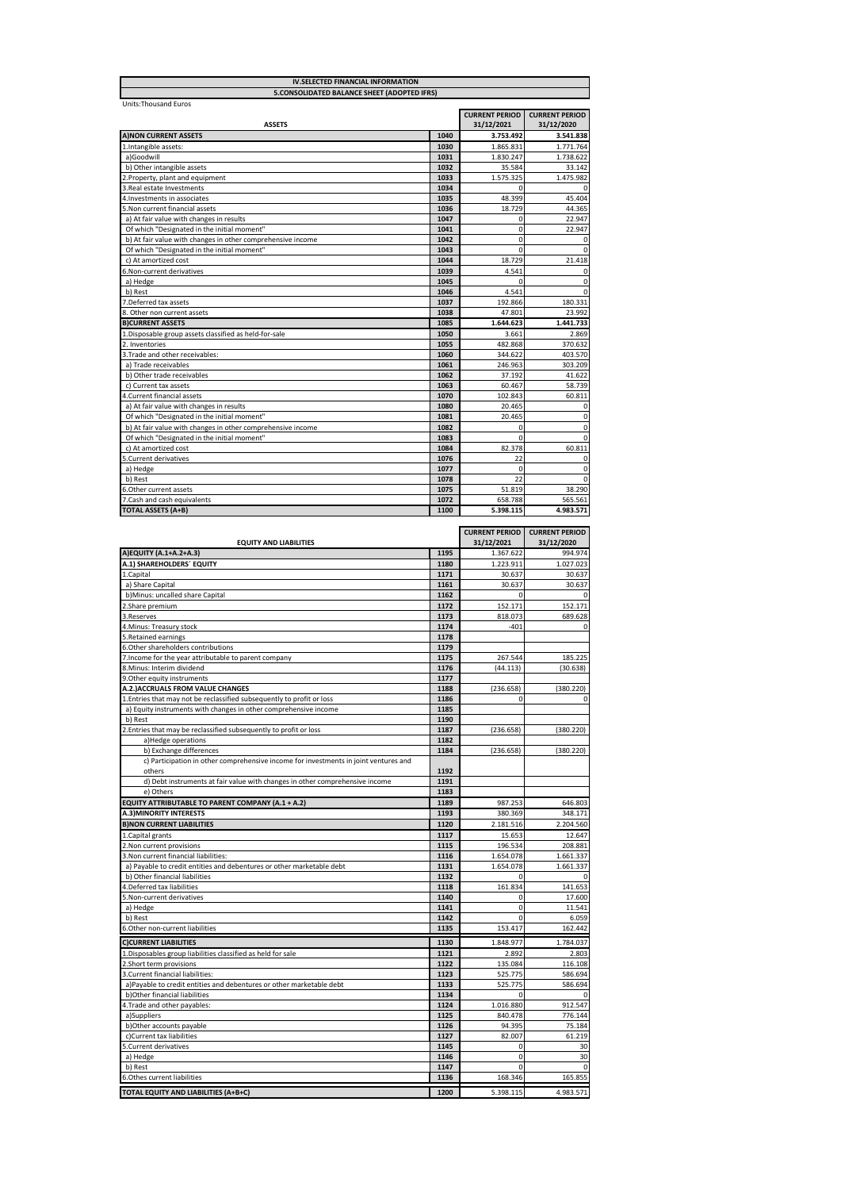# IV.SELECTED FINANCIAL INFORMATION

## 5.CONSOLIDATED BALANCE SHEET (ADOPTED IFRS)

Units:Thousand Euros

| ASSETS | | CURRENT PERIOD 31/12/2021 | CURRENT PERIOD 31/12/2020 |
|---|---|---|---|
| **A)NON CURRENT ASSETS** | 1040 | 3.753.492 | 3.541.838 |
| 1.Intangible assets: | 1030 | 1.865.831 | 1.771.764 |
| a)Goodwill | 1031 | 1.830.247 | 1.738.622 |
| b) Other intangible assets | 1032 | 35.584 | 33.142 |
| 2.Property, plant and equipment | 1033 | 1.575.325 | 1.475.982 |
| 3.Real estate Investments | 1034 | 0 | 0 |
| 4.Investments in associates | 1035 | 48.399 | 45.404 |
| 5.Non current financial assets | 1036 | 18.729 | 44.365 |
| a) At fair value with changes in results | 1047 | 0 | 22.947 |
| Of which "Designated in the initial moment" | 1041 | 0 | 22.947 |
| b) At fair value with changes in other comprehensive income | 1042 | 0 | 0 |
| Of which "Designated in the initial moment" | 1043 | 0 | 0 |
| c) At amortized cost | 1044 | 18.729 | 21.418 |
| 6.Non-current derivatives | 1039 | 4.541 | 0 |
| a) Hedge | 1045 | 0 | 0 |
| b) Rest | 1046 | 4.541 | 0 |
| 7.Deferred tax assets | 1037 | 192.866 | 180.331 |
| 8. Other non current assets | 1038 | 47.801 | 23.992 |
| **B)CURRENT ASSETS** | 1085 | 1.644.623 | 1.441.733 |
| 1.Disposable group assets classified as held-for-sale | 1050 | 3.661 | 2.869 |
| 2. Inventories | 1055 | 482.868 | 370.632 |
| 3.Trade and other receivables: | 1060 | 344.622 | 403.570 |
| a) Trade receivables | 1061 | 246.963 | 303.209 |
| b) Other trade receivables | 1062 | 37.192 | 41.622 |
| c) Current tax assets | 1063 | 60.467 | 58.739 |
| 4.Current financial assets | 1070 | 102.843 | 60.811 |
| a) At fair value with changes in results | 1080 | 20.465 | 0 |
| Of which "Designated in the initial moment" | 1081 | 20.465 | 0 |
| b) At fair value with changes in other comprehensive income | 1082 | 0 | 0 |
| Of which "Designated in the initial moment" | 1083 | 0 | 0 |
| c) At amortized cost | 1084 | 82.378 | 60.811 |
| 5.Current derivatives | 1076 | 22 | 0 |
| a) Hedge | 1077 | 0 | 0 |
| b) Rest | 1078 | 22 | 0 |
| 6.Other current assets | 1075 | 51.819 | 38.290 |
| 7.Cash and cash equivalents | 1072 | 658.788 | 565.561 |
| **TOTAL ASSETS (A+B)** | 1100 | 5.398.115 | 4.983.571 |

| EQUITY AND LIABILITIES | | CURRENT PERIOD 31/12/2021 | CURRENT PERIOD 31/12/2020 |
|---|---|---|---|
| **A)EQUITY (A.1+A.2+A.3)** | 1195 | 1.367.622 | 994.974 |
| **A.1) SHAREHOLDERS´ EQUITY** | 1180 | 1.223.911 | 1.027.023 |
| 1.Capital | 1171 | 30.637 | 30.637 |
| a) Share Capital | 1161 | 30.637 | 30.637 |
| b)Minus: uncalled share Capital | 1162 | 0 | 0 |
| 2.Share premium | 1172 | 152.171 | 152.171 |
| 3.Reserves | 1173 | 818.073 | 689.628 |
| 4.Minus: Treasury stock | 1174 | -401 | 0 |
| 5.Retained earnings | 1178 | | |
| 6.Other shareholders contributions | 1179 | | |
| 7.Income for the year attributable to parent company | 1175 | 267.544 | 185.225 |
| 8.Minus: Interim dividend | 1176 | (44.113) | (30.638) |
| 9.Other equity instruments | 1177 | | |
| **A.2.)ACCRUALS FROM VALUE CHANGES** | 1188 | (236.658) | (380.220) |
| 1.Entries that may not be reclassified subsequently to profit or loss | 1186 | 0 | 0 |
| a) Equity instruments with changes in other comprehensive income | 1185 | | |
| b) Rest | 1190 | | |
| 2.Entries that may be reclassified subsequently to profit or loss | 1187 | (236.658) | (380.220) |
| a)Hedge operations | 1182 | | |
| b) Exchange differences | 1184 | (236.658) | (380.220) |
| c) Participation in other comprehensive income for investments in joint ventures and others | 1192 | | |
| d) Debt instruments at fair value with changes in other comprehensive income | 1191 | | |
| e) Others | 1183 | | |
| **EQUITY ATTRIBUTABLE TO PARENT COMPANY (A.1 + A.2)** | 1189 | 987.253 | 646.803 |
| **A.3)MINORITY INTERESTS** | 1193 | 380.369 | 348.171 |
| **B)NON CURRENT LIABILITIES** | 1120 | 2.181.516 | 2.204.560 |
| 1.Capital grants | 1117 | 15.653 | 12.647 |
| 2.Non current provisions | 1115 | 196.534 | 208.881 |
| 3.Non current financial liabilities: | 1116 | 1.654.078 | 1.661.337 |
| a) Payable to credit entities and debentures or other marketable debt | 1131 | 1.654.078 | 1.661.337 |
| b) Other financial liabilities | 1132 | 0 | 0 |
| 4.Deferred tax liabilities | 1118 | 161.834 | 141.653 |
| 5.Non-current derivatives | 1140 | 0 | 17.600 |
| a) Hedge | 1141 | 0 | 11.541 |
| b) Rest | 1142 | 0 | 6.059 |
| 6.Other non-current liabilities | 1135 | 153.417 | 162.442 |
| **C)CURRENT LIABILITIES** | 1130 | 1.848.977 | 1.784.037 |
| 1.Disposables group liabilities classified as held for sale | 1121 | 2.892 | 2.803 |
| 2.Short term provisions | 1122 | 135.084 | 116.108 |
| 3.Current financial liabilities: | 1123 | 525.775 | 586.694 |
| a)Payable to credit entities and debentures or other marketable debt | 1133 | 525.775 | 586.694 |
| b)Other financial liabilities | 1134 | 0 | 0 |
| 4.Trade and other payables: | 1124 | 1.016.880 | 912.547 |
| a)Suppliers | 1125 | 840.478 | 776.144 |
| b)Other accounts payable | 1126 | 94.395 | 75.184 |
| c)Current tax liabilities | 1127 | 82.007 | 61.219 |
| 5.Current derivatives | 1145 | 0 | 30 |
| a) Hedge | 1146 | 0 | 30 |
| b) Rest | 1147 | 0 | 0 |
| 6.Othes current liabilities | 1136 | 168.346 | 165.855 |
| **TOTAL EQUITY AND LIABILITIES (A+B+C)** | 1200 | 5.398.115 | 4.983.571 |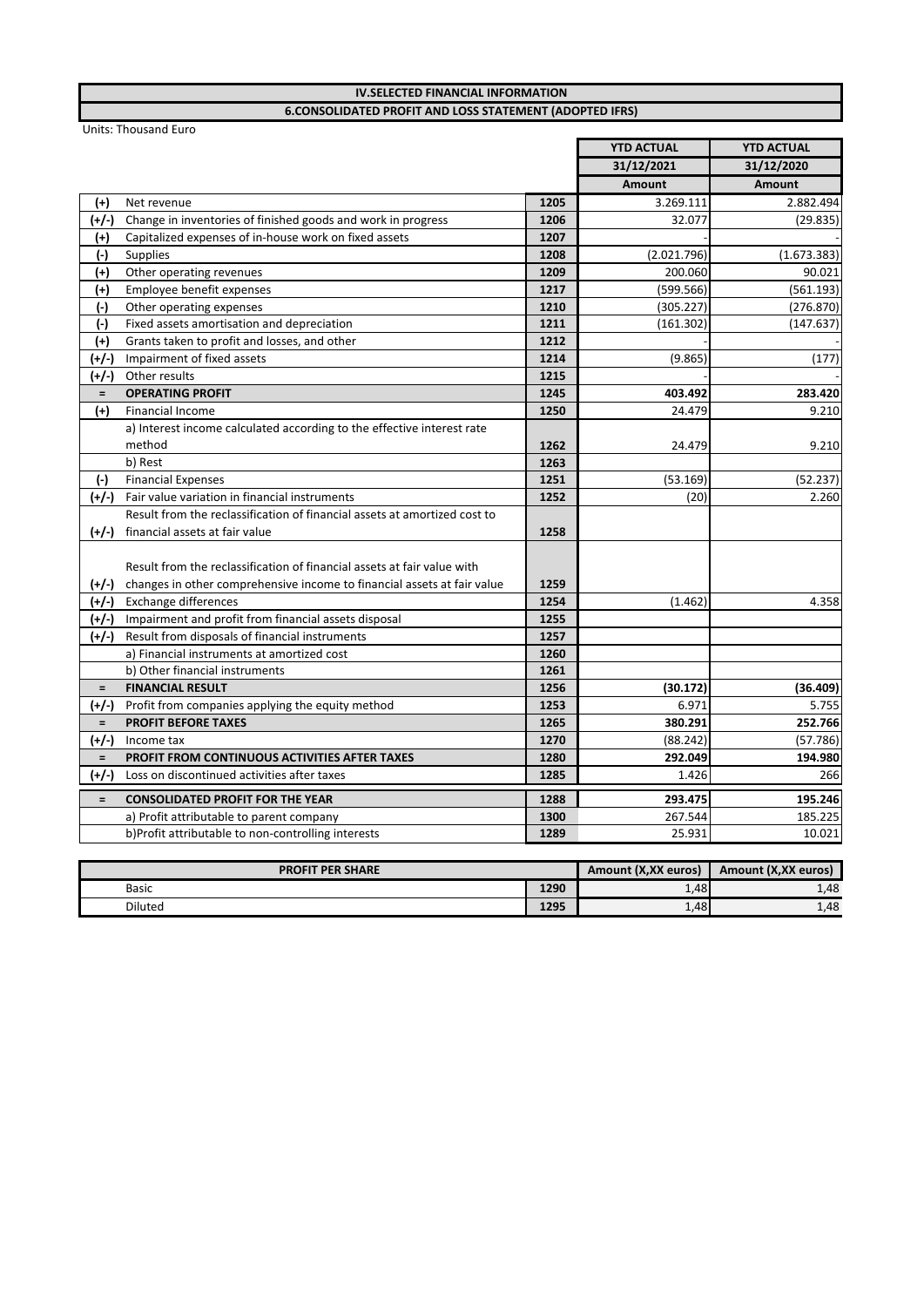## IV.SELECTED FINANCIAL INFORMATION

### 6.CONSOLIDATED PROFIT AND LOSS STATEMENT (ADOPTED IFRS)

Units: Thousand Euro

| | | | YTD ACTUAL | YTD ACTUAL |
|---|---|---|---|---|
| | | | 31/12/2021 | 31/12/2020 |
| | | | Amount | Amount |
| (+) | Net revenue | 1205 | 3.269.111 | 2.882.494 |
| (+/-) | Change in inventories of finished goods and work in progress | 1206 | 32.077 | (29.835) |
| (+) | Capitalized expenses of in-house work on fixed assets | 1207 | - | - |
| (-) | Supplies | 1208 | (2.021.796) | (1.673.383) |
| (+) | Other operating revenues | 1209 | 200.060 | 90.021 |
| (+) | Employee benefit expenses | 1217 | (599.566) | (561.193) |
| (-) | Other operating expenses | 1210 | (305.227) | (276.870) |
| (-) | Fixed assets amortisation and depreciation | 1211 | (161.302) | (147.637) |
| (+) | Grants taken to profit and losses, and other | 1212 | - | - |
| (+/-) | Impairment of fixed assets | 1214 | (9.865) | (177) |
| (+/-) | Other results | 1215 | - | - |
| = | **OPERATING PROFIT** | 1245 | **403.492** | **283.420** |
| (+) | Financial Income | 1250 | 24.479 | 9.210 |
| | a) Interest income calculated according to the effective interest rate method | 1262 | 24.479 | 9.210 |
| | b) Rest | 1263 | | |
| (-) | Financial Expenses | 1251 | (53.169) | (52.237) |
| (+/-) | Fair value variation in financial instruments | 1252 | (20) | 2.260 |
| (+/-) | Result from the reclassification of financial assets at amortized cost to financial assets at fair value | 1258 | | |
| (+/-) | Result from the reclassification of financial assets at fair value with changes in other comprehensive income to financial assets at fair value | 1259 | | |
| (+/-) | Exchange differences | 1254 | (1.462) | 4.358 |
| (+/-) | Impairment and profit from financial assets disposal | 1255 | | |
| (+/-) | Result from disposals of financial instruments | 1257 | | |
| | a) Financial instruments at amortized cost | 1260 | | |
| | b) Other financial instruments | 1261 | | |
| = | **FINANCIAL RESULT** | 1256 | **(30.172)** | **(36.409)** |
| (+/-) | Profit from companies applying the equity method | 1253 | 6.971 | 5.755 |
| = | **PROFIT BEFORE TAXES** | 1265 | **380.291** | **252.766** |
| (+/-) | Income tax | 1270 | (88.242) | (57.786) |
| = | **PROFIT FROM CONTINUOUS ACTIVITIES AFTER TAXES** | 1280 | **292.049** | **194.980** |
| (+/-) | Loss on discontinued activities after taxes | 1285 | 1.426 | 266 |
| = | **CONSOLIDATED PROFIT FOR THE YEAR** | 1288 | **293.475** | **195.246** |
| | a) Profit attributable to parent company | 1300 | 267.544 | 185.225 |
| | b)Profit attributable to non-controlling interests | 1289 | 25.931 | 10.021 |

| PROFIT PER SHARE | | Amount (X,XX euros) | Amount (X,XX euros) |
|---|---|---|---|
| Basic | 1290 | 1,48 | 1,48 |
| Diluted | 1295 | 1,48 | 1,48 |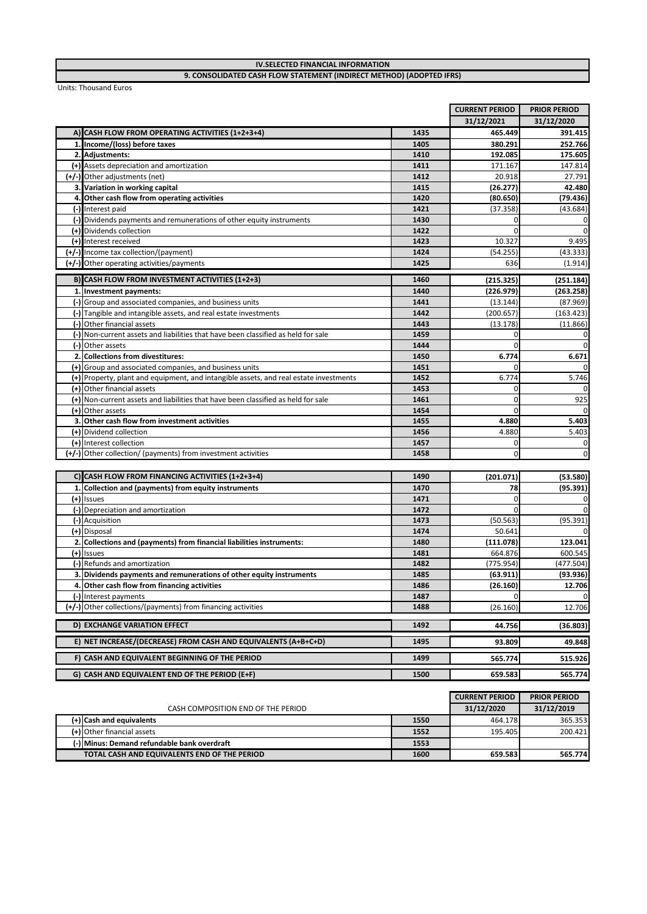## IV.SELECTED FINANCIAL INFORMATION

### 9. CONSOLIDATED CASH FLOW STATEMENT (INDIRECT METHOD) (ADOPTED IFRS)

Units: Thousand Euros

| | | | CURRENT PERIOD | PRIOR PERIOD |
|---|---|---|---|---|
| | | | 31/12/2021 | 31/12/2020 |
| **A)** | **CASH FLOW FROM OPERATING ACTIVITIES (1+2+3+4)** | 1435 | **465.449** | **391.415** |
| **1.** | **Income/(loss) before taxes** | 1405 | **380.291** | **252.766** |
| **2.** | **Adjustments:** | 1410 | **192.085** | **175.605** |
| (+) | Assets depreciation and amortization | 1411 | 171.167 | 147.814 |
| (+/-) | Other adjustments (net) | 1412 | 20.918 | 27.791 |
| **3.** | **Variation in working capital** | 1415 | **(26.277)** | **42.480** |
| **4.** | **Other cash flow from operating activities** | 1420 | **(80.650)** | **(79.436)** |
| (-) | Interest paid | 1421 | (37.358) | (43.684) |
| (-) | Dividends payments and remunerations of other equity instruments | 1430 | 0 | 0 |
| (+) | Dividends collection | 1422 | 0 | 0 |
| (+) | Interest received | 1423 | 10.327 | 9.495 |
| (+/-) | Income tax collection/(payment) | 1424 | (54.255) | (43.333) |
| (+/-) | Other operating activities/payments | 1425 | 636 | (1.914) |
| **B)** | **CASH FLOW FROM INVESTMENT ACTIVITIES (1+2+3)** | 1460 | **(215.325)** | **(251.184)** |
| **1.** | **Investment payments:** | 1440 | **(226.979)** | **(263.258)** |
| (-) | Group and associated companies, and business units | 1441 | (13.144) | (87.969) |
| (-) | Tangible and intangible assets, and real estate investments | 1442 | (200.657) | (163.423) |
| (-) | Other financial assets | 1443 | (13.178) | (11.866) |
| (-) | Non-current assets and liabilities that have been classified as held for sale | 1459 | 0 | 0 |
| (-) | Other assets | 1444 | 0 | 0 |
| **2.** | **Collections from divestitures:** | 1450 | **6.774** | **6.671** |
| (+) | Group and associated companies, and business units | 1451 | 0 | 0 |
| (+) | Property, plant and equipment, and intangible assets, and real estate investments | 1452 | 6.774 | 5.746 |
| (+) | Other financial assets | 1453 | 0 | 0 |
| (+) | Non-current assets and liabilities that have been classified as held for sale | 1461 | 0 | 925 |
| (+) | Other assets | 1454 | 0 | 0 |
| **3.** | **Other cash flow from investment activities** | 1455 | **4.880** | **5.403** |
| (+) | Dividend collection | 1456 | 4.880 | 5.403 |
| (+) | Interest collection | 1457 | 0 | 0 |
| (+/-) | Other collection/ (payments) from investment activities | 1458 | 0 | 0 |
| **C)** | **CASH FLOW FROM FINANCING ACTIVITIES (1+2+3+4)** | 1490 | **(201.071)** | **(53.580)** |
| **1.** | **Collection and (payments) from equity instruments** | 1470 | **78** | **(95.391)** |
| (+) | Issues | 1471 | 0 | 0 |
| (-) | Depreciation and amortization | 1472 | 0 | 0 |
| (-) | Acquisition | 1473 | (50.563) | (95.391) |
| (+) | Disposal | 1474 | 50.641 | 0 |
| **2.** | **Collections and (payments) from financial liabilities instruments:** | 1480 | **(111.078)** | **123.041** |
| (+) | Issues | 1481 | 664.876 | 600.545 |
| (-) | Refunds and amortization | 1482 | (775.954) | (477.504) |
| **3.** | **Dividends payments and remunerations of other equity instruments** | 1485 | **(63.911)** | **(93.936)** |
| **4.** | **Other cash flow from financing activities** | 1486 | **(26.160)** | **12.706** |
| (-) | Interest payments | 1487 | 0 | 0 |
| (+/-) | Other collections/(payments) from financing activities | 1488 | (26.160) | 12.706 |
| **D)** | **EXCHANGE VARIATION EFFECT** | 1492 | **44.756** | **(36.803)** |
| **E)** | **NET INCREASE/(DECREASE) FROM CASH AND EQUIVALENTS (A+B+C+D)** | 1495 | **93.809** | **49.848** |
| **F)** | **CASH AND EQUIVALENT BEGINNING OF THE PERIOD** | 1499 | **565.774** | **515.926** |
| **G)** | **CASH AND EQUIVALENT END OF THE PERIOD (E+F)** | 1500 | **659.583** | **565.774** |

| | | | CURRENT PERIOD | PRIOR PERIOD |
|---|---|---|---|---|
| | CASH COMPOSITION END OF THE PERIOD | | 31/12/2020 | 31/12/2019 |
| (+) | **Cash and equivalents** | 1550 | 464.178 | 365.353 |
| (+) | Other financial assets | 1552 | 195.405 | 200.421 |
| (-) | **Minus: Demand refundable bank overdraft** | 1553 | | |
| | **TOTAL CASH AND EQUIVALENTS END OF THE PERIOD** | 1600 | **659.583** | **565.774** |